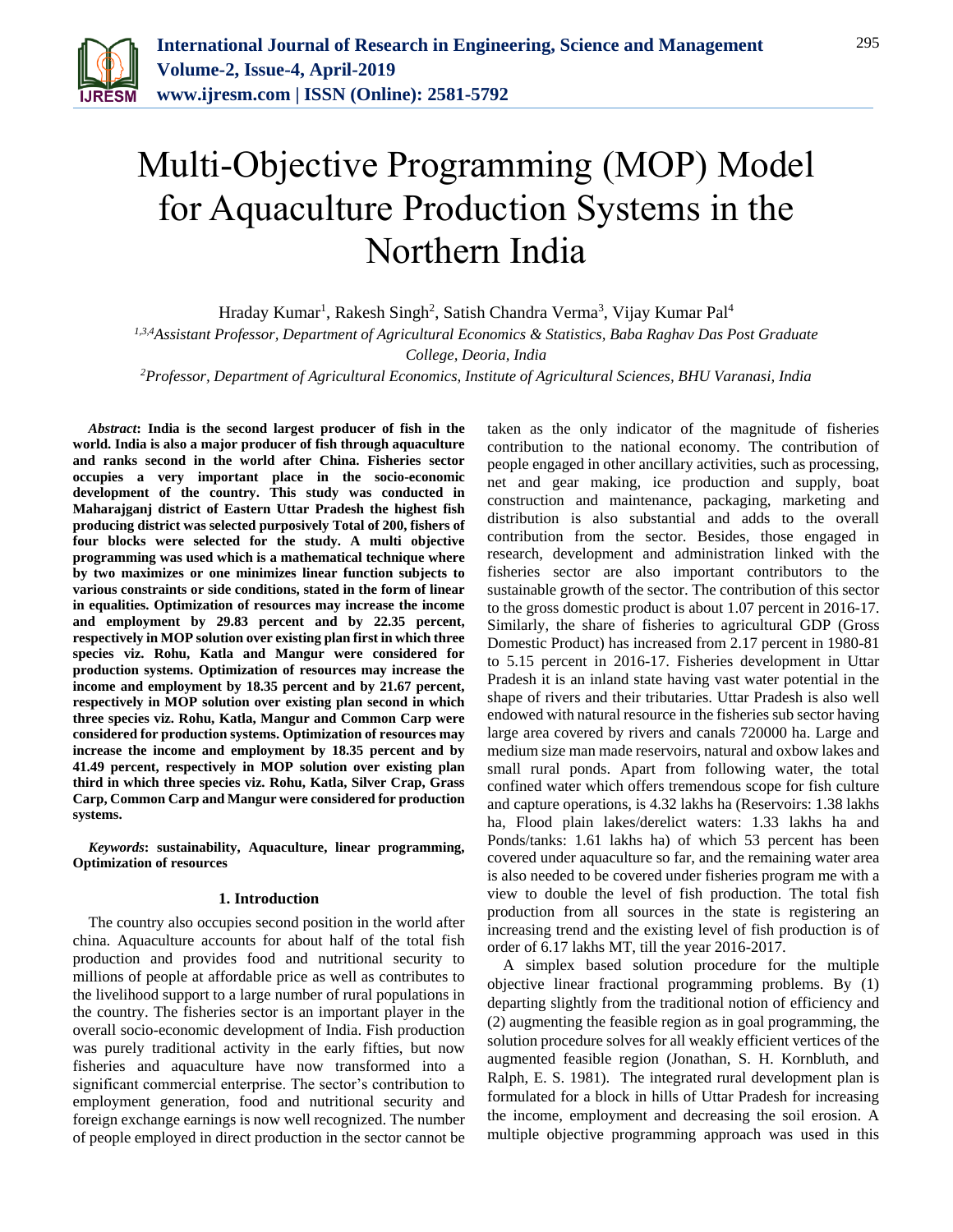# Multi-Objective Programming (MOP) Model for Aquaculture Production Systems in the Northern India

Hraday Kumar[1], Rakesh Singh[2], Satish Chandra Verma[3], Vijay Kumar Pal[4]

[1,3,4]Assistant Professor, Department of Agricultural Economics & Statistics, Baba Raghav Das Post Graduate College, Deoria, India

[2]Professor, Department of Agricultural Economics, Institute of Agricultural Sciences, BHU Varanasi, India

***Abstract*: India is the second largest producer of fish in the world. India is also a major producer of fish through aquaculture and ranks second in the world after China. Fisheries sector occupies a very important place in the socio-economic development of the country. This study was conducted in Maharajganj district of Eastern Uttar Pradesh the highest fish producing district was selected purposively Total of 200, fishers of four blocks were selected for the study. A multi objective programming was used which is a mathematical technique where by two maximizes or one minimizes linear function subjects to various constraints or side conditions, stated in the form of linear in equalities. Optimization of resources may increase the income and employment by 29.83 percent and by 22.35 percent, respectively in MOP solution over existing plan first in which three species viz. Rohu, Katla and Mangur were considered for production systems. Optimization of resources may increase the income and employment by 18.35 percent and by 21.67 percent, respectively in MOP solution over existing plan second in which three species viz. Rohu, Katla, Mangur and Common Carp were considered for production systems. Optimization of resources may increase the income and employment by 18.35 percent and by 41.49 percent, respectively in MOP solution over existing plan third in which three species viz. Rohu, Katla, Silver Crap, Grass Carp, Common Carp and Mangur were considered for production systems.**

***Keywords*: sustainability, Aquaculture, linear programming, Optimization of resources**

## 1. Introduction

The country also occupies second position in the world after china. Aquaculture accounts for about half of the total fish production and provides food and nutritional security to millions of people at affordable price as well as contributes to the livelihood support to a large number of rural populations in the country. The fisheries sector is an important player in the overall socio-economic development of India. Fish production was purely traditional activity in the early fifties, but now fisheries and aquaculture have now transformed into a significant commercial enterprise. The sector's contribution to employment generation, food and nutritional security and foreign exchange earnings is now well recognized. The number of people employed in direct production in the sector cannot be taken as the only indicator of the magnitude of fisheries contribution to the national economy. The contribution of people engaged in other ancillary activities, such as processing, net and gear making, ice production and supply, boat construction and maintenance, packaging, marketing and distribution is also substantial and adds to the overall contribution from the sector. Besides, those engaged in research, development and administration linked with the fisheries sector are also important contributors to the sustainable growth of the sector. The contribution of this sector to the gross domestic product is about 1.07 percent in 2016-17. Similarly, the share of fisheries to agricultural GDP (Gross Domestic Product) has increased from 2.17 percent in 1980-81 to 5.15 percent in 2016-17. Fisheries development in Uttar Pradesh it is an inland state having vast water potential in the shape of rivers and their tributaries. Uttar Pradesh is also well endowed with natural resource in the fisheries sub sector having large area covered by rivers and canals 720000 ha. Large and medium size man made reservoirs, natural and oxbow lakes and small rural ponds. Apart from following water, the total confined water which offers tremendous scope for fish culture and capture operations, is 4.32 lakhs ha (Reservoirs: 1.38 lakhs ha, Flood plain lakes/derelict waters: 1.33 lakhs ha and Ponds/tanks: 1.61 lakhs ha) of which 53 percent has been covered under aquaculture so far, and the remaining water area is also needed to be covered under fisheries program me with a view to double the level of fish production. The total fish production from all sources in the state is registering an increasing trend and the existing level of fish production is of order of 6.17 lakhs MT, till the year 2016-2017.

A simplex based solution procedure for the multiple objective linear fractional programming problems. By (1) departing slightly from the traditional notion of efficiency and (2) augmenting the feasible region as in goal programming, the solution procedure solves for all weakly efficient vertices of the augmented feasible region (Jonathan, S. H. Kornbluth, and Ralph, E. S. 1981). The integrated rural development plan is formulated for a block in hills of Uttar Pradesh for increasing the income, employment and decreasing the soil erosion. A multiple objective programming approach was used in this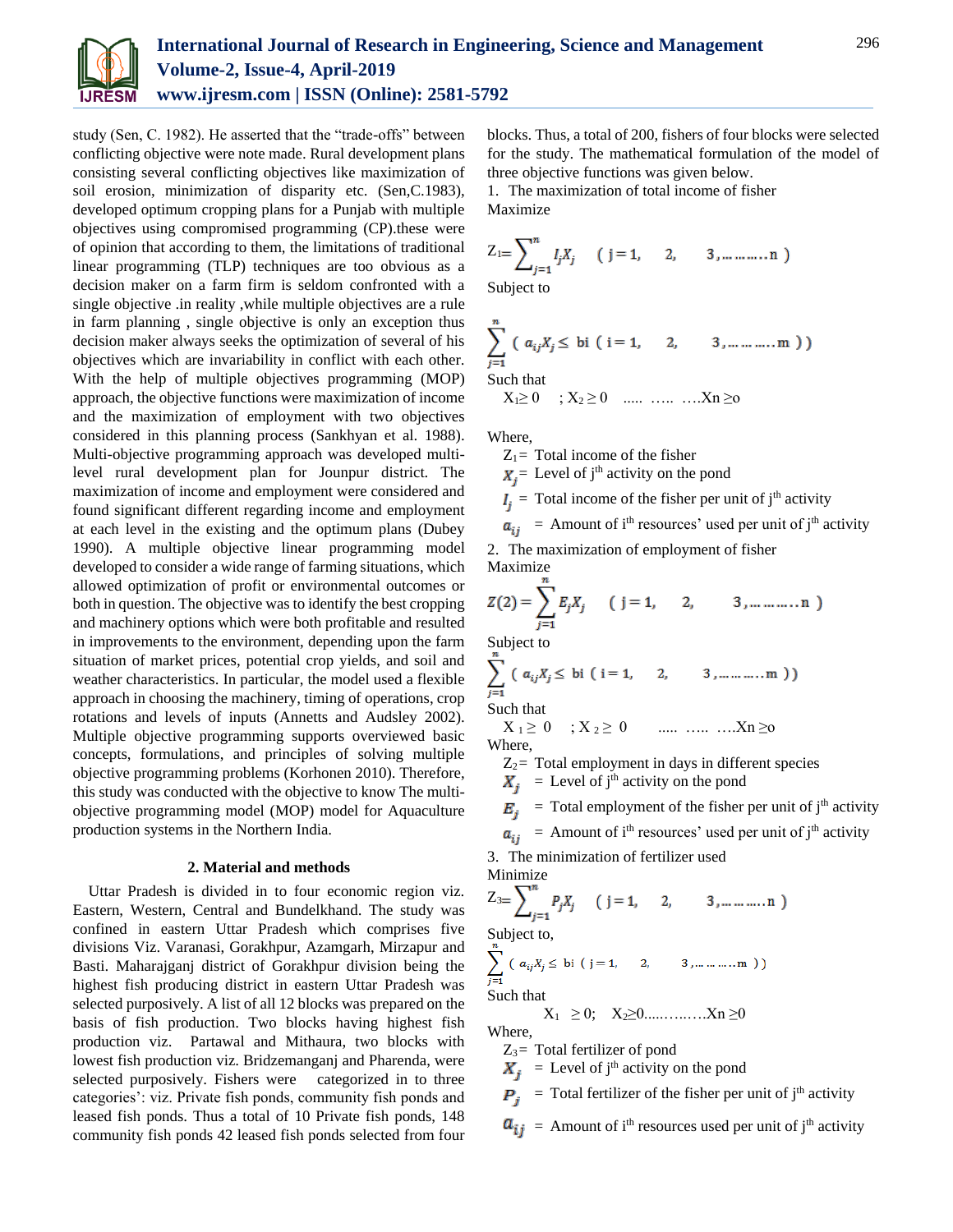study (Sen, C. 1982). He asserted that the “trade-offs” between conflicting objective were note made. Rural development plans consisting several conflicting objectives like maximization of soil erosion, minimization of disparity etc. (Sen,C.1983), developed optimum cropping plans for a Punjab with multiple objectives using compromised programming (CP).these were of opinion that according to them, the limitations of traditional linear programming (TLP) techniques are too obvious as a decision maker on a farm firm is seldom confronted with a single objective .in reality ,while multiple objectives are a rule in farm planning , single objective is only an exception thus decision maker always seeks the optimization of several of his objectives which are invariability in conflict with each other. With the help of multiple objectives programming (MOP) approach, the objective functions were maximization of income and the maximization of employment with two objectives considered in this planning process (Sankhyan et al. 1988). Multi-objective programming approach was developed multi-level rural development plan for Jounpur district. The maximization of income and employment were considered and found significant different regarding income and employment at each level in the existing and the optimum plans (Dubey 1990). A multiple objective linear programming model developed to consider a wide range of farming situations, which allowed optimization of profit or environmental outcomes or both in question. The objective was to identify the best cropping and machinery options which were both profitable and resulted in improvements to the environment, depending upon the farm situation of market prices, potential crop yields, and soil and weather characteristics. In particular, the model used a flexible approach in choosing the machinery, timing of operations, crop rotations and levels of inputs (Annetts and Audsley 2002). Multiple objective programming supports overviewed basic concepts, formulations, and principles of solving multiple objective programming problems (Korhonen 2010). Therefore, this study was conducted with the objective to know The multi-objective programming model (MOP) model for Aquaculture production systems in the Northern India.

## 2. Material and methods

Uttar Pradesh is divided in to four economic region viz. Eastern, Western, Central and Bundelkhand. The study was confined in eastern Uttar Pradesh which comprises five divisions Viz. Varanasi, Gorakhpur, Azamgarh, Mirzapur and Basti. Maharajganj district of Gorakhpur division being the highest fish producing district in eastern Uttar Pradesh was selected purposively. A list of all 12 blocks was prepared on the basis of fish production. Two blocks having highest fish production viz. Partawal and Mithaura, two blocks with lowest fish production viz. Bridzemanganj and Pharenda, were selected purposively. Fishers were categorized in to three categories’: viz. Private fish ponds, community fish ponds and leased fish ponds. Thus a total of 10 Private fish ponds, 148 community fish ponds 42 leased fish ponds selected from four blocks. Thus, a total of 200, fishers of four blocks were selected for the study. The mathematical formulation of the model of three objective functions was given below.

1. The maximization of total income of fisher

Maximize

$$Z_1 = \sum_{j=1}^{n} I_j X_j \quad (j = 1, \quad 2, \quad 3, \ldots\ldots\ldots n)$$

Subject to

$$\sum_{j=1}^{n} (a_{ij} X_j \leq bi \; (i = 1, \quad 2, \quad 3, \ldots\ldots\ldots m))$$

Such that

$X_1 \geq 0$ ; $X_2 \geq 0$ ..... ..... ….$X_n \geq 0$

Where,

$Z_1$ = Total income of the fisher

$X_j$ = Level of j[th] activity on the pond

$I_j$ = Total income of the fisher per unit of j[th] activity

$a_{ij}$ = Amount of i[th] resources’ used per unit of j[th] activity

2. The maximization of employment of fisher

Maximize

$$Z(2) = \sum_{j=1}^{n} E_j X_j \quad (j = 1, \quad 2, \quad 3, \ldots\ldots\ldots n)$$

Subject to

$$\sum_{j=1}^{n} (a_{ij} X_j \leq bi \; (i = 1, \quad 2, \quad 3, \ldots\ldots\ldots m))$$

Such that

$X_1 \geq 0$ ; $X_2 \geq 0$ ..... ..... ….$X_n \geq 0$

Where,

$Z_2$ = Total employment in days in different species

$X_j$ = Level of j[th] activity on the pond

$E_j$ = Total employment of the fisher per unit of j[th] activity

$a_{ij}$ = Amount of i[th] resources’ used per unit of j[th] activity

3. The minimization of fertilizer used

Minimize

$$Z_3 = \sum_{j=1}^{n} P_j X_j \quad (j = 1, \quad 2, \quad 3, \ldots\ldots\ldots n)$$

Subject to,

$$\sum_{j=1}^{n} (a_{ij} X_j \leq bi \; (j = 1, \quad 2, \quad 3, \ldots\ldots\ldots m))$$

Such that

$X_1 \geq 0$; $X_2 \geq 0$.....…..….$X_n \geq 0$

Where,

$Z_3$ = Total fertilizer of pond

$X_j$ = Level of j[th] activity on the pond

$P_j$ = Total fertilizer of the fisher per unit of j[th] activity

$a_{ij}$ = Amount of i[th] resources used per unit of j[th] activity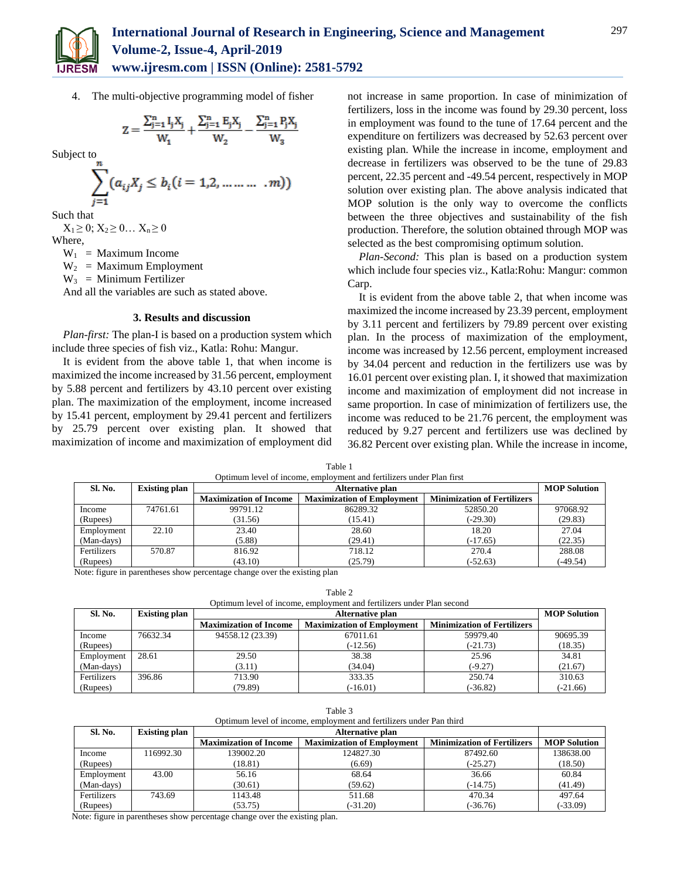4. The multi-objective programming model of fisher

$$Z = \frac{\sum_{j=1}^{n} I_j X_j}{W_1} + \frac{\sum_{j=1}^{n} E_j X_j}{W_2} - \frac{\sum_{j=1}^{n} P_j X_j}{W_3}$$

Subject to

$$\sum_{j=1}^{n} (a_{ij} X_j \leq b_i (i = 1,2, \ldots \ldots .m))$$

Such that

$X_1 \geq 0; X_2 \geq 0 \ldots X_n \geq 0$

Where,

$W_1$ = Maximum Income

$W_2$ = Maximum Employment

$W_3$ = Minimum Fertilizer

And all the variables are such as stated above.

## 3. Results and discussion

*Plan-first:* The plan-I is based on a production system which include three species of fish viz., Katla: Rohu: Mangur.

It is evident from the above table 1, that when income is maximized the income increased by 31.56 percent, employment by 5.88 percent and fertilizers by 43.10 percent over existing plan. The maximization of the employment, income increased by 15.41 percent, employment by 29.41 percent and fertilizers by 25.79 percent over existing plan. It showed that maximization of income and maximization of employment did not increase in same proportion. In case of minimization of fertilizers, loss in the income was found by 29.30 percent, loss in employment was found to the tune of 17.64 percent and the expenditure on fertilizers was decreased by 52.63 percent over existing plan. While the increase in income, employment and decrease in fertilizers was observed to be the tune of 29.83 percent, 22.35 percent and -49.54 percent, respectively in MOP solution over existing plan. The above analysis indicated that MOP solution is the only way to overcome the conflicts between the three objectives and sustainability of the fish production. Therefore, the solution obtained through MOP was selected as the best compromising optimum solution.

*Plan-Second:* This plan is based on a production system which include four species viz., Katla:Rohu: Mangur: common Carp.

It is evident from the above table 2, that when income was maximized the income increased by 23.39 percent, employment by 3.11 percent and fertilizers by 79.89 percent over existing plan. In the process of maximization of the employment, income was increased by 12.56 percent, employment increased by 34.04 percent and reduction in the fertilizers use was by 16.01 percent over existing plan. I, it showed that maximization income and maximization of employment did not increase in same proportion. In case of minimization of fertilizers use, the income was reduced to be 21.76 percent, the employment was reduced by 9.27 percent and fertilizers use was declined by 36.82 Percent over existing plan. While the increase in income,

Table 1
Optimum level of income, employment and fertilizers under Plan first

| Sl. No. | Existing plan | Alternative plan | | | MOP Solution |
|---|---|---|---|---|---|
| | | Maximization of Income | Maximization of Employment | Minimization of Fertilizers | |
| Income (Rupees) | 74761.61 | 99791.12 (31.56) | 86289.32 (15.41) | 52850.20 (-29.30) | 97068.92 (29.83) |
| Employment (Man-days) | 22.10 | 23.40 (5.88) | 28.60 (29.41) | 18.20 (-17.65) | 27.04 (22.35) |
| Fertilizers (Rupees) | 570.87 | 816.92 (43.10) | 718.12 (25.79) | 270.4 (-52.63) | 288.08 (-49.54) |

Note: figure in parentheses show percentage change over the existing plan

Table 2
Optimum level of income, employment and fertilizers under Plan second

| Sl. No. | Existing plan | Alternative plan | | | MOP Solution |
|---|---|---|---|---|---|
| | | Maximization of Income | Maximization of Employment | Minimization of Fertilizers | |
| Income (Rupees) | 76632.34 | 94558.12 (23.39) | 67011.61 (-12.56) | 59979.40 (-21.73) | 90695.39 (18.35) |
| Employment (Man-days) | 28.61 | 29.50 (3.11) | 38.38 (34.04) | 25.96 (-9.27) | 34.81 (21.67) |
| Fertilizers (Rupees) | 396.86 | 713.90 (79.89) | 333.35 (-16.01) | 250.74 (-36.82) | 310.63 (-21.66) |

Table 3
Optimum level of income, employment and fertilizers under Pan third

| Sl. No. | Existing plan | Alternative plan | | | |
|---|---|---|---|---|---|
| | | Maximization of Income | Maximization of Employment | Minimization of Fertilizers | MOP Solution |
| Income (Rupees) | 116992.30 | 139002.20 (18.81) | 124827.30 (6.69) | 87492.60 (-25.27) | 138638.00 (18.50) |
| Employment (Man-days) | 43.00 | 56.16 (30.61) | 68.64 (59.62) | 36.66 (-14.75) | 60.84 (41.49) |
| Fertilizers (Rupees) | 743.69 | 1143.48 (53.75) | 511.68 (-31.20) | 470.34 (-36.76) | 497.64 (-33.09) |

Note: figure in parentheses show percentage change over the existing plan.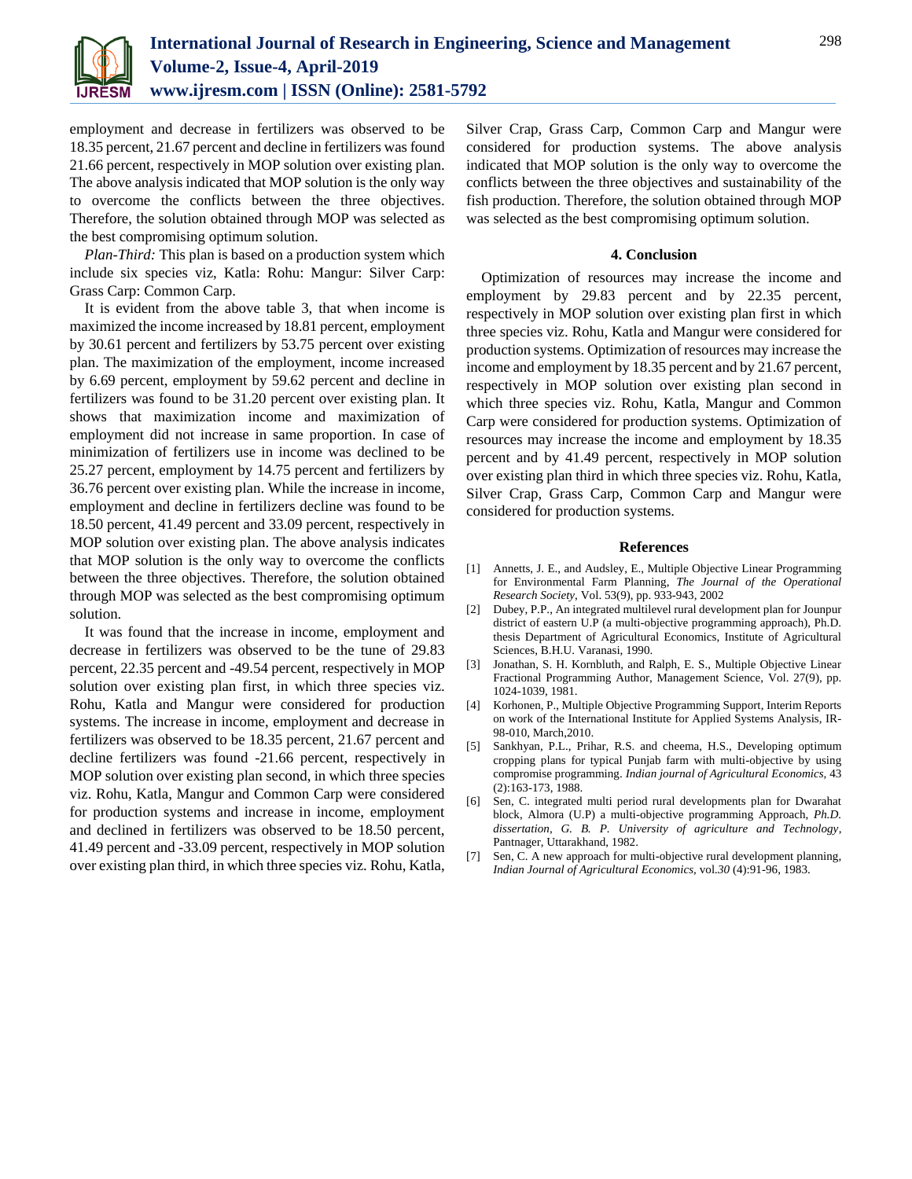employment and decrease in fertilizers was observed to be 18.35 percent, 21.67 percent and decline in fertilizers was found 21.66 percent, respectively in MOP solution over existing plan. The above analysis indicated that MOP solution is the only way to overcome the conflicts between the three objectives. Therefore, the solution obtained through MOP was selected as the best compromising optimum solution.

*Plan-Third:* This plan is based on a production system which include six species viz, Katla: Rohu: Mangur: Silver Carp: Grass Carp: Common Carp.

It is evident from the above table 3, that when income is maximized the income increased by 18.81 percent, employment by 30.61 percent and fertilizers by 53.75 percent over existing plan. The maximization of the employment, income increased by 6.69 percent, employment by 59.62 percent and decline in fertilizers was found to be 31.20 percent over existing plan. It shows that maximization income and maximization of employment did not increase in same proportion. In case of minimization of fertilizers use in income was declined to be 25.27 percent, employment by 14.75 percent and fertilizers by 36.76 percent over existing plan. While the increase in income, employment and decline in fertilizers decline was found to be 18.50 percent, 41.49 percent and 33.09 percent, respectively in MOP solution over existing plan. The above analysis indicates that MOP solution is the only way to overcome the conflicts between the three objectives. Therefore, the solution obtained through MOP was selected as the best compromising optimum solution.

It was found that the increase in income, employment and decrease in fertilizers was observed to be the tune of 29.83 percent, 22.35 percent and -49.54 percent, respectively in MOP solution over existing plan first, in which three species viz. Rohu, Katla and Mangur were considered for production systems. The increase in income, employment and decrease in fertilizers was observed to be 18.35 percent, 21.67 percent and decline fertilizers was found -21.66 percent, respectively in MOP solution over existing plan second, in which three species viz. Rohu, Katla, Mangur and Common Carp were considered for production systems and increase in income, employment and declined in fertilizers was observed to be 18.50 percent, 41.49 percent and -33.09 percent, respectively in MOP solution over existing plan third, in which three species viz. Rohu, Katla, Silver Crap, Grass Carp, Common Carp and Mangur were considered for production systems. The above analysis indicated that MOP solution is the only way to overcome the conflicts between the three objectives and sustainability of the fish production. Therefore, the solution obtained through MOP was selected as the best compromising optimum solution.

## 4. Conclusion

Optimization of resources may increase the income and employment by 29.83 percent and by 22.35 percent, respectively in MOP solution over existing plan first in which three species viz. Rohu, Katla and Mangur were considered for production systems. Optimization of resources may increase the income and employment by 18.35 percent and by 21.67 percent, respectively in MOP solution over existing plan second in which three species viz. Rohu, Katla, Mangur and Common Carp were considered for production systems. Optimization of resources may increase the income and employment by 18.35 percent and by 41.49 percent, respectively in MOP solution over existing plan third in which three species viz. Rohu, Katla, Silver Crap, Grass Carp, Common Carp and Mangur were considered for production systems.

## References

[1] Annetts, J. E., and Audsley, E., Multiple Objective Linear Programming for Environmental Farm Planning, *The Journal of the Operational Research Society*, Vol. 53(9), pp. 933-943, 2002

[2] Dubey, P.P., An integrated multilevel rural development plan for Jounpur district of eastern U.P (a multi-objective programming approach), Ph.D. thesis Department of Agricultural Economics, Institute of Agricultural Sciences, B.H.U. Varanasi, 1990.

[3] Jonathan, S. H. Kornbluth, and Ralph, E. S., Multiple Objective Linear Fractional Programming Author, Management Science, Vol. 27(9), pp. 1024-1039, 1981.

[4] Korhonen, P., Multiple Objective Programming Support, Interim Reports on work of the International Institute for Applied Systems Analysis, IR-98-010, March,2010.

[5] Sankhyan, P.L., Prihar, R.S. and cheema, H.S., Developing optimum cropping plans for typical Punjab farm with multi-objective by using compromise programming. *Indian journal of Agricultural Economics*, 43 (2):163-173, 1988.

[6] Sen, C. integrated multi period rural developments plan for Dwarahat block, Almora (U.P) a multi-objective programming Approach, *Ph.D. dissertation, G. B. P. University of agriculture and Technology*, Pantnager, Uttarakhand, 1982.

[7] Sen, C. A new approach for multi-objective rural development planning, *Indian Journal of Agricultural Economics*, vol.*30* (4):91-96, 1983.